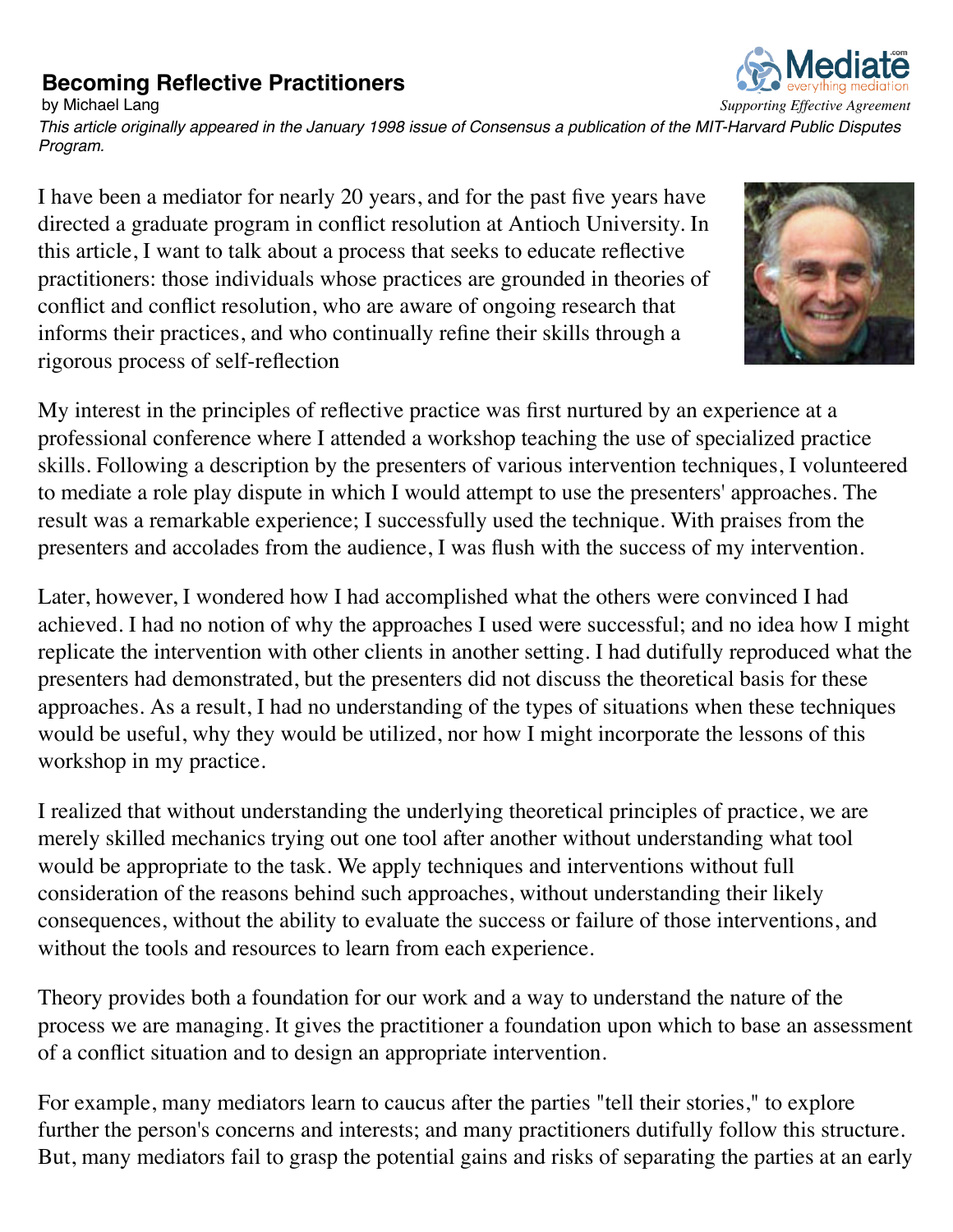# Becoming Reflective Practitioners

by Michael Lang

*This article originally appeared in the January 1998 issue of Consensus a publication of the MIT-Harvard Public Disputes Program.*

I have been a mediator for nearly 20 years, and for the past five years have directed a graduate program in conflict resolution at Antioch University. In this article, I want to talk about a process that seeks to educate reflective practitioners: those individuals whose practices are grounded in theories of conflict and conflict resolution, who are aware of ongoing research that informs their practices, and who continually refine their skills through a rigorous process of self-reflection

My interest in the principles of reflective practice was first nurtured by an experience at a professional conference where I attended a workshop teaching the use of specialized practice skills. Following a description by the presenters of various intervention techniques, I volunteered to mediate a role play dispute in which I would attempt to use the presenters' approaches. The result was a remarkable experience; I successfully used the technique. With praises from the presenters and accolades from the audience, I was flush with the success of my intervention.

Later, however, I wondered how I had accomplished what the others were convinced I had achieved. I had no notion of why the approaches I used were successful; and no idea how I might replicate the intervention with other clients in another setting. I had dutifully reproduced what the presenters had demonstrated, but the presenters did not discuss the theoretical basis for these approaches. As a result, I had no understanding of the types of situations when these techniques would be useful, why they would be utilized, nor how I might incorporate the lessons of this workshop in my practice.

I realized that without understanding the underlying theoretical principles of practice, we are merely skilled mechanics trying out one tool after another without understanding what tool would be appropriate to the task. We apply techniques and interventions without full consideration of the reasons behind such approaches, without understanding their likely consequences, without the ability to evaluate the success or failure of those interventions, and without the tools and resources to learn from each experience.

Theory provides both a foundation for our work and a way to understand the nature of the process we are managing. It gives the practitioner a foundation upon which to base an assessment of a conflict situation and to design an appropriate intervention.

For example, many mediators learn to caucus after the parties "tell their stories," to explore further the person's concerns and interests; and many practitioners dutifully follow this structure. But, many mediators fail to grasp the potential gains and risks of separating the parties at an early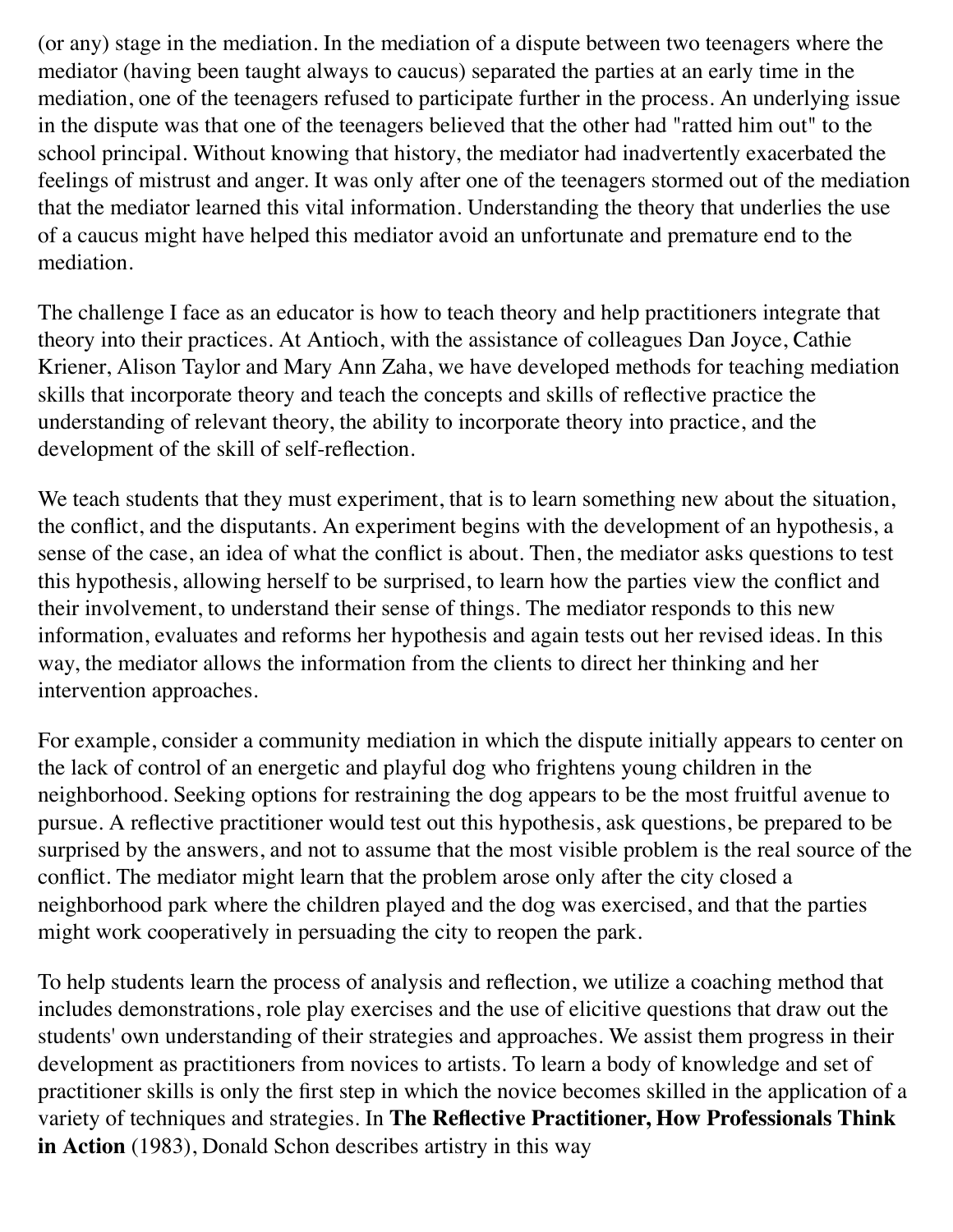(or any) stage in the mediation. In the mediation of a dispute between two teenagers where the mediator (having been taught always to caucus) separated the parties at an early time in the mediation, one of the teenagers refused to participate further in the process. An underlying issue in the dispute was that one of the teenagers believed that the other had "ratted him out" to the school principal. Without knowing that history, the mediator had inadvertently exacerbated the feelings of mistrust and anger. It was only after one of the teenagers stormed out of the mediation that the mediator learned this vital information. Understanding the theory that underlies the use of a caucus might have helped this mediator avoid an unfortunate and premature end to the mediation.

The challenge I face as an educator is how to teach theory and help practitioners integrate that theory into their practices. At Antioch, with the assistance of colleagues Dan Joyce, Cathie Kriener, Alison Taylor and Mary Ann Zaha, we have developed methods for teaching mediation skills that incorporate theory and teach the concepts and skills of reflective practice the understanding of relevant theory, the ability to incorporate theory into practice, and the development of the skill of self-reflection.

We teach students that they must experiment, that is to learn something new about the situation, the conflict, and the disputants. An experiment begins with the development of an hypothesis, a sense of the case, an idea of what the conflict is about. Then, the mediator asks questions to test this hypothesis, allowing herself to be surprised, to learn how the parties view the conflict and their involvement, to understand their sense of things. The mediator responds to this new information, evaluates and reforms her hypothesis and again tests out her revised ideas. In this way, the mediator allows the information from the clients to direct her thinking and her intervention approaches.

For example, consider a community mediation in which the dispute initially appears to center on the lack of control of an energetic and playful dog who frightens young children in the neighborhood. Seeking options for restraining the dog appears to be the most fruitful avenue to pursue. A reflective practitioner would test out this hypothesis, ask questions, be prepared to be surprised by the answers, and not to assume that the most visible problem is the real source of the conflict. The mediator might learn that the problem arose only after the city closed a neighborhood park where the children played and the dog was exercised, and that the parties might work cooperatively in persuading the city to reopen the park.

To help students learn the process of analysis and reflection, we utilize a coaching method that includes demonstrations, role play exercises and the use of elicitive questions that draw out the students' own understanding of their strategies and approaches. We assist them progress in their development as practitioners from novices to artists. To learn a body of knowledge and set of practitioner skills is only the first step in which the novice becomes skilled in the application of a variety of techniques and strategies. In **The Reflective Practitioner, How Professionals Think in Action** (1983), Donald Schon describes artistry in this way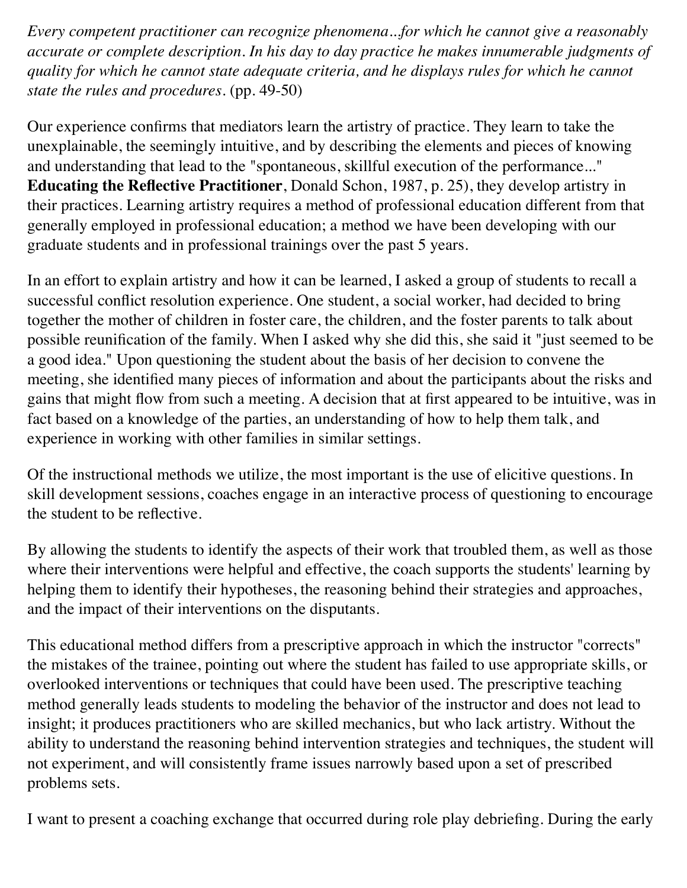*Every competent practitioner can recognize phenomena...for which he cannot give a reasonably accurate or complete description. In his day to day practice he makes innumerable judgments of quality for which he cannot state adequate criteria, and he displays rules for which he cannot state the rules and procedures.* (pp. 49-50)

Our experience confirms that mediators learn the artistry of practice. They learn to take the unexplainable, the seemingly intuitive, and by describing the elements and pieces of knowing and understanding that lead to the "spontaneous, skillful execution of the performance..." **Educating the Reflective Practitioner**, Donald Schon, 1987, p. 25), they develop artistry in their practices. Learning artistry requires a method of professional education different from that generally employed in professional education; a method we have been developing with our graduate students and in professional trainings over the past 5 years.

In an effort to explain artistry and how it can be learned, I asked a group of students to recall a successful conflict resolution experience. One student, a social worker, had decided to bring together the mother of children in foster care, the children, and the foster parents to talk about possible reunification of the family. When I asked why she did this, she said it "just seemed to be a good idea." Upon questioning the student about the basis of her decision to convene the meeting, she identified many pieces of information and about the participants about the risks and gains that might flow from such a meeting. A decision that at first appeared to be intuitive, was in fact based on a knowledge of the parties, an understanding of how to help them talk, and experience in working with other families in similar settings.

Of the instructional methods we utilize, the most important is the use of elicitive questions. In skill development sessions, coaches engage in an interactive process of questioning to encourage the student to be reflective.

By allowing the students to identify the aspects of their work that troubled them, as well as those where their interventions were helpful and effective, the coach supports the students' learning by helping them to identify their hypotheses, the reasoning behind their strategies and approaches, and the impact of their interventions on the disputants.

This educational method differs from a prescriptive approach in which the instructor "corrects" the mistakes of the trainee, pointing out where the student has failed to use appropriate skills, or overlooked interventions or techniques that could have been used. The prescriptive teaching method generally leads students to modeling the behavior of the instructor and does not lead to insight; it produces practitioners who are skilled mechanics, but who lack artistry. Without the ability to understand the reasoning behind intervention strategies and techniques, the student will not experiment, and will consistently frame issues narrowly based upon a set of prescribed problems sets.

I want to present a coaching exchange that occurred during role play debriefing. During the early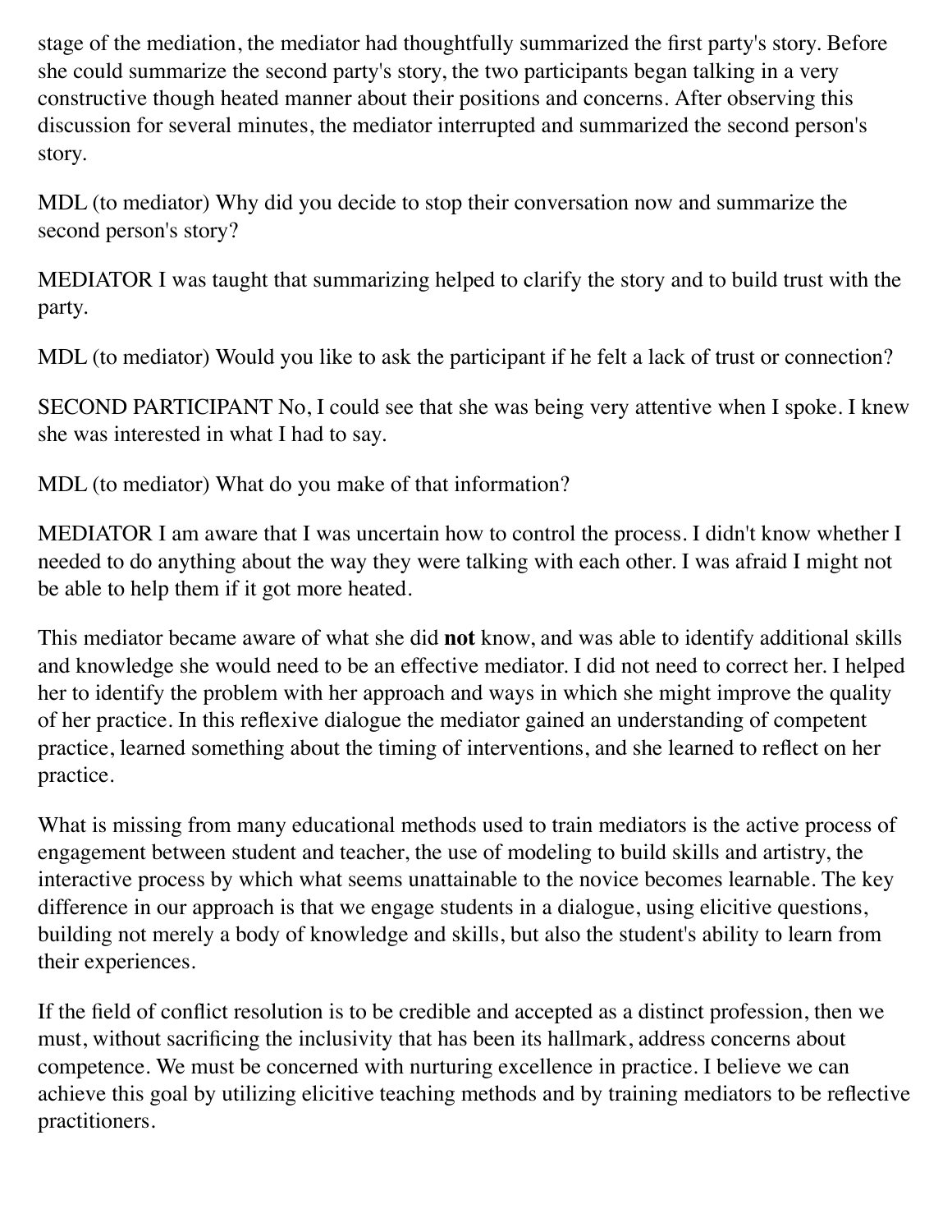stage of the mediation, the mediator had thoughtfully summarized the first party's story. Before she could summarize the second party's story, the two participants began talking in a very constructive though heated manner about their positions and concerns. After observing this discussion for several minutes, the mediator interrupted and summarized the second person's story.

MDL (to mediator) Why did you decide to stop their conversation now and summarize the second person's story?

MEDIATOR I was taught that summarizing helped to clarify the story and to build trust with the party.

MDL (to mediator) Would you like to ask the participant if he felt a lack of trust or connection?

SECOND PARTICIPANT No, I could see that she was being very attentive when I spoke. I knew she was interested in what I had to say.

MDL (to mediator) What do you make of that information?

MEDIATOR I am aware that I was uncertain how to control the process. I didn't know whether I needed to do anything about the way they were talking with each other. I was afraid I might not be able to help them if it got more heated.

This mediator became aware of what she did **not** know, and was able to identify additional skills and knowledge she would need to be an effective mediator. I did not need to correct her. I helped her to identify the problem with her approach and ways in which she might improve the quality of her practice. In this reflexive dialogue the mediator gained an understanding of competent practice, learned something about the timing of interventions, and she learned to reflect on her practice.

What is missing from many educational methods used to train mediators is the active process of engagement between student and teacher, the use of modeling to build skills and artistry, the interactive process by which what seems unattainable to the novice becomes learnable. The key difference in our approach is that we engage students in a dialogue, using elicitive questions, building not merely a body of knowledge and skills, but also the student's ability to learn from their experiences.

If the field of conflict resolution is to be credible and accepted as a distinct profession, then we must, without sacrificing the inclusivity that has been its hallmark, address concerns about competence. We must be concerned with nurturing excellence in practice. I believe we can achieve this goal by utilizing elicitive teaching methods and by training mediators to be reflective practitioners.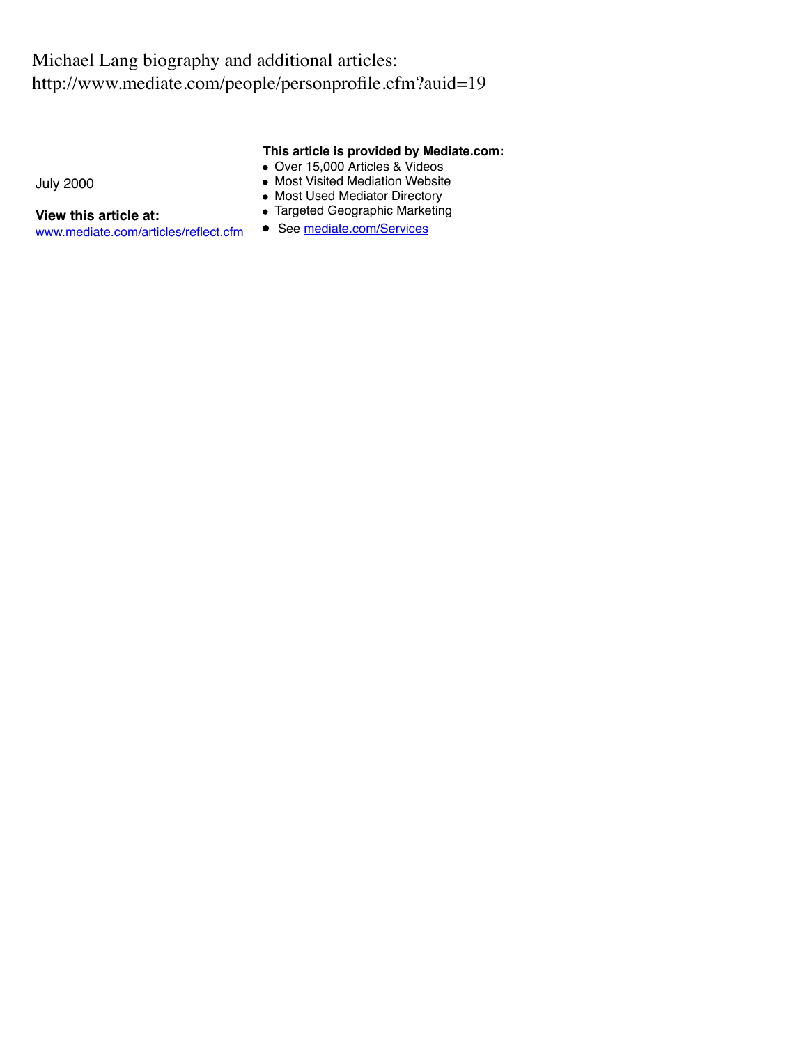Michael Lang biography and additional articles:
http://www.mediate.com/people/personprofile.cfm?auid=19

July 2000

**View this article at:**
www.mediate.com/articles/reflect.cfm

**This article is provided by Mediate.com:**

- Over 15,000 Articles & Videos
- Most Visited Mediation Website
- Most Used Mediator Directory
- Targeted Geographic Marketing
- See mediate.com/Services